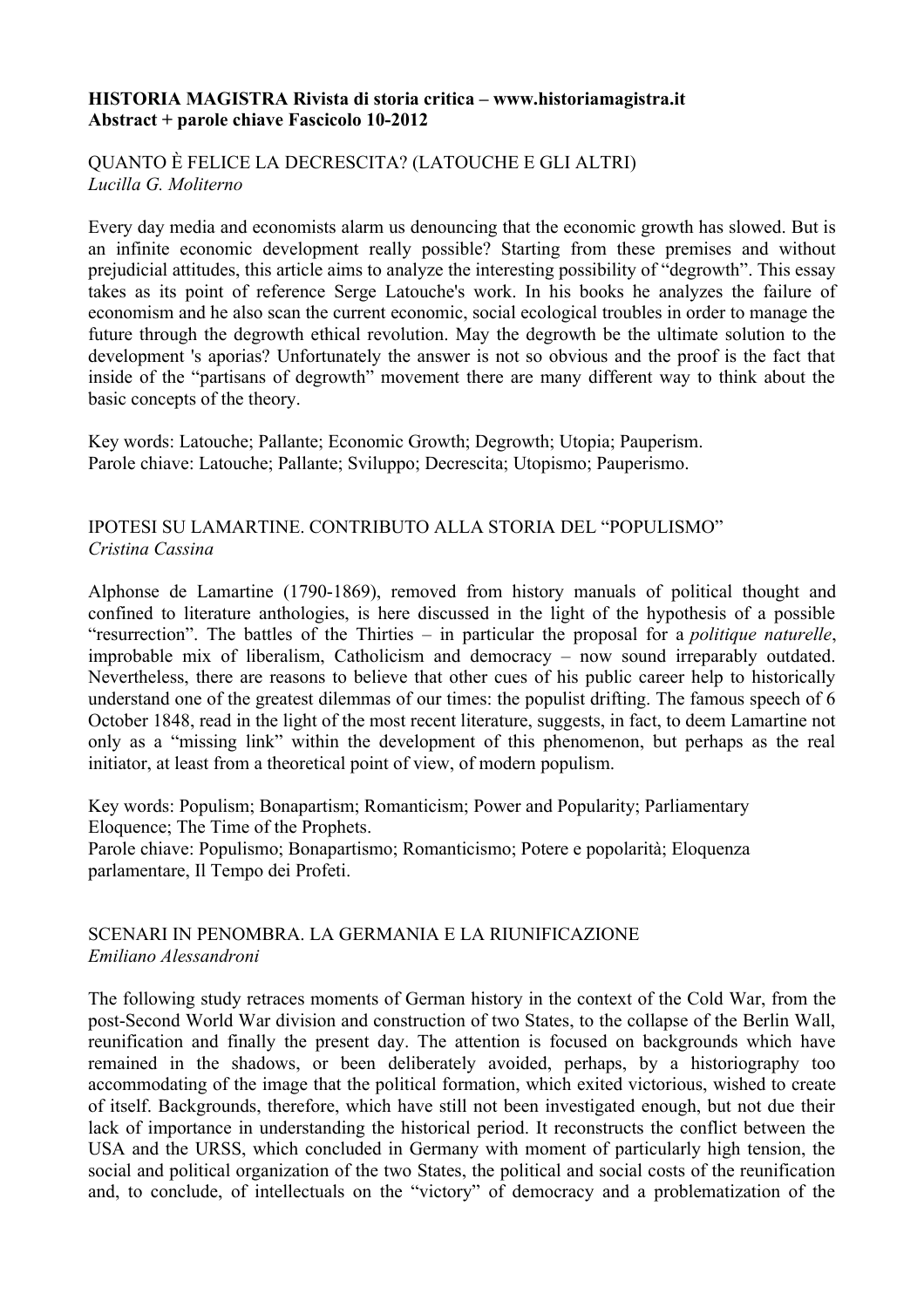**HISTORIA MAGISTRA Rivista di storia critica – www.historiamagistra.it**
**Abstract + parole chiave Fascicolo 10-2012**

## QUANTO È FELICE LA DECRESCITA? (LATOUCHE E GLI ALTRI)

*Lucilla G. Moliterno*

Every day media and economists alarm us denouncing that the economic growth has slowed. But is an infinite economic development really possible? Starting from these premises and without prejudicial attitudes, this article aims to analyze the interesting possibility of "degrowth". This essay takes as its point of reference Serge Latouche's work. In his books he analyzes the failure of economism and he also scan the current economic, social ecological troubles in order to manage the future through the degrowth ethical revolution. May the degrowth be the ultimate solution to the development 's aporias? Unfortunately the answer is not so obvious and the proof is the fact that inside of the "partisans of degrowth" movement there are many different way to think about the basic concepts of the theory.

Key words: Latouche; Pallante; Economic Growth; Degrowth; Utopia; Pauperism.
Parole chiave: Latouche; Pallante; Sviluppo; Decrescita; Utopismo; Pauperismo.

## IPOTESI SU LAMARTINE. CONTRIBUTO ALLA STORIA DEL "POPULISMO"

*Cristina Cassina*

Alphonse de Lamartine (1790-1869), removed from history manuals of political thought and confined to literature anthologies, is here discussed in the light of the hypothesis of a possible "resurrection". The battles of the Thirties – in particular the proposal for a *politique naturelle*, improbable mix of liberalism, Catholicism and democracy – now sound irreparably outdated. Nevertheless, there are reasons to believe that other cues of his public career help to historically understand one of the greatest dilemmas of our times: the populist drifting. The famous speech of 6 October 1848, read in the light of the most recent literature, suggests, in fact, to deem Lamartine not only as a "missing link" within the development of this phenomenon, but perhaps as the real initiator, at least from a theoretical point of view, of modern populism.

Key words: Populism; Bonapartism; Romanticism; Power and Popularity; Parliamentary Eloquence; The Time of the Prophets.
Parole chiave: Populismo; Bonapartismo; Romanticismo; Potere e popolarità; Eloquenza parlamentare, Il Tempo dei Profeti.

## SCENARI IN PENOMBRA. LA GERMANIA E LA RIUNIFICAZIONE

*Emiliano Alessandroni*

The following study retraces moments of German history in the context of the Cold War, from the post-Second World War division and construction of two States, to the collapse of the Berlin Wall, reunification and finally the present day. The attention is focused on backgrounds which have remained in the shadows, or been deliberately avoided, perhaps, by a historiography too accommodating of the image that the political formation, which exited victorious, wished to create of itself. Backgrounds, therefore, which have still not been investigated enough, but not due their lack of importance in understanding the historical period. It reconstructs the conflict between the USA and the URSS, which concluded in Germany with moment of particularly high tension, the social and political organization of the two States, the political and social costs of the reunification and, to conclude, of intellectuals on the "victory" of democracy and a problematization of the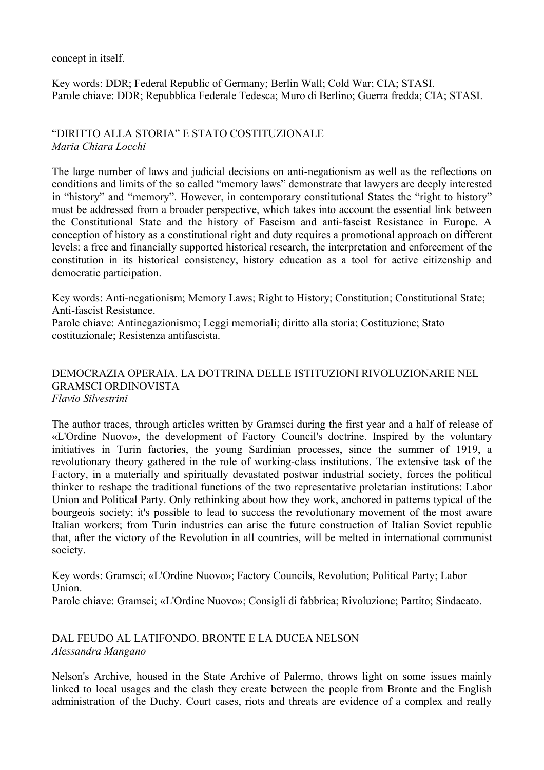concept in itself.

Key words: DDR; Federal Republic of Germany; Berlin Wall; Cold War; CIA; STASI.
Parole chiave: DDR; Repubblica Federale Tedesca; Muro di Berlino; Guerra fredda; CIA; STASI.

## "DIRITTO ALLA STORIA" E STATO COSTITUZIONALE

*Maria Chiara Locchi*

The large number of laws and judicial decisions on anti-negationism as well as the reflections on conditions and limits of the so called "memory laws" demonstrate that lawyers are deeply interested in "history" and "memory". However, in contemporary constitutional States the "right to history" must be addressed from a broader perspective, which takes into account the essential link between the Constitutional State and the history of Fascism and anti-fascist Resistance in Europe. A conception of history as a constitutional right and duty requires a promotional approach on different levels: a free and financially supported historical research, the interpretation and enforcement of the constitution in its historical consistency, history education as a tool for active citizenship and democratic participation.

Key words: Anti-negationism; Memory Laws; Right to History; Constitution; Constitutional State; Anti-fascist Resistance.
Parole chiave: Antinegazionismo; Leggi memoriali; diritto alla storia; Costituzione; Stato costituzionale; Resistenza antifascista.

## DEMOCRAZIA OPERAIA. LA DOTTRINA DELLE ISTITUZIONI RIVOLUZIONARIE NEL GRAMSCI ORDINOVISTA

*Flavio Silvestrini*

The author traces, through articles written by Gramsci during the first year and a half of release of «L'Ordine Nuovo», the development of Factory Council's doctrine. Inspired by the voluntary initiatives in Turin factories, the young Sardinian processes, since the summer of 1919, a revolutionary theory gathered in the role of working-class institutions. The extensive task of the Factory, in a materially and spiritually devastated postwar industrial society, forces the political thinker to reshape the traditional functions of the two representative proletarian institutions: Labor Union and Political Party. Only rethinking about how they work, anchored in patterns typical of the bourgeois society; it's possible to lead to success the revolutionary movement of the most aware Italian workers; from Turin industries can arise the future construction of Italian Soviet republic that, after the victory of the Revolution in all countries, will be melted in international communist society.

Key words: Gramsci; «L'Ordine Nuovo»; Factory Councils, Revolution; Political Party; Labor Union.
Parole chiave: Gramsci; «L'Ordine Nuovo»; Consigli di fabbrica; Rivoluzione; Partito; Sindacato.

## DAL FEUDO AL LATIFONDO. BRONTE E LA DUCEA NELSON

*Alessandra Mangano*

Nelson's Archive, housed in the State Archive of Palermo, throws light on some issues mainly linked to local usages and the clash they create between the people from Bronte and the English administration of the Duchy. Court cases, riots and threats are evidence of a complex and really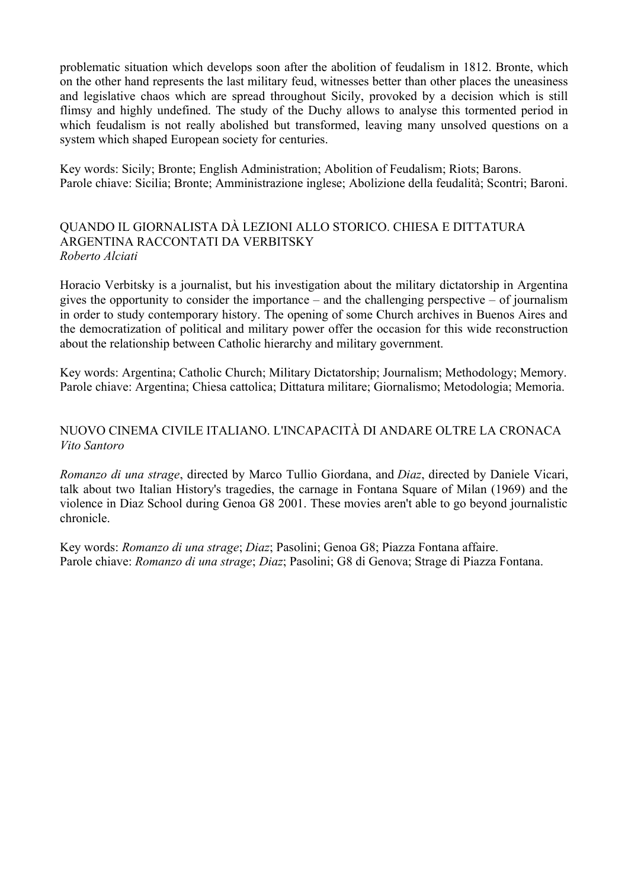problematic situation which develops soon after the abolition of feudalism in 1812. Bronte, which on the other hand represents the last military feud, witnesses better than other places the uneasiness and legislative chaos which are spread throughout Sicily, provoked by a decision which is still flimsy and highly undefined. The study of the Duchy allows to analyse this tormented period in which feudalism is not really abolished but transformed, leaving many unsolved questions on a system which shaped European society for centuries.

Key words: Sicily; Bronte; English Administration; Abolition of Feudalism; Riots; Barons.
Parole chiave: Sicilia; Bronte; Amministrazione inglese; Abolizione della feudalità; Scontri; Baroni.

## QUANDO IL GIORNALISTA DÀ LEZIONI ALLO STORICO. CHIESA E DITTATURA ARGENTINA RACCONTATI DA VERBITSKY

*Roberto Alciati*

Horacio Verbitsky is a journalist, but his investigation about the military dictatorship in Argentina gives the opportunity to consider the importance – and the challenging perspective – of journalism in order to study contemporary history. The opening of some Church archives in Buenos Aires and the democratization of political and military power offer the occasion for this wide reconstruction about the relationship between Catholic hierarchy and military government.

Key words: Argentina; Catholic Church; Military Dictatorship; Journalism; Methodology; Memory.
Parole chiave: Argentina; Chiesa cattolica; Dittatura militare; Giornalismo; Metodologia; Memoria.

## NUOVO CINEMA CIVILE ITALIANO. L'INCAPACITÀ DI ANDARE OLTRE LA CRONACA

*Vito Santoro*

*Romanzo di una strage*, directed by Marco Tullio Giordana, and *Diaz*, directed by Daniele Vicari, talk about two Italian History's tragedies, the carnage in Fontana Square of Milan (1969) and the violence in Diaz School during Genoa G8 2001. These movies aren't able to go beyond journalistic chronicle.

Key words: *Romanzo di una strage*; *Diaz*; Pasolini; Genoa G8; Piazza Fontana affaire.
Parole chiave: *Romanzo di una strage*; *Diaz*; Pasolini; G8 di Genova; Strage di Piazza Fontana.